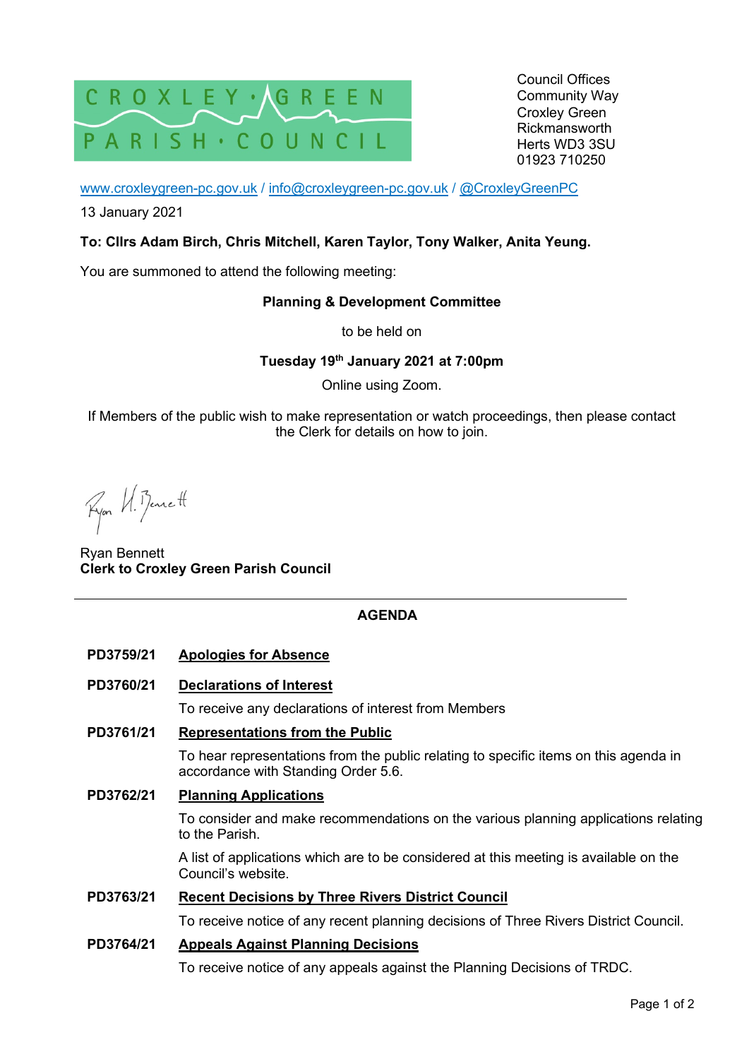CROXLEY · GREEN PARISH · COUNCIL

Council Offices
Community Way
Croxley Green
Rickmansworth
Herts WD3 3SU
01923 710250

www.croxleygreen-pc.gov.uk / info@croxleygreen-pc.gov.uk / @CroxleyGreenPC

13 January 2021

**To: Cllrs Adam Birch, Chris Mitchell, Karen Taylor, Tony Walker, Anita Yeung.**

You are summoned to attend the following meeting:

**Planning & Development Committee**

to be held on

**Tuesday 19th January 2021 at 7:00pm**

Online using Zoom.

If Members of the public wish to make representation or watch proceedings, then please contact the Clerk for details on how to join.

Ryan Bennett
**Clerk to Croxley Green Parish Council**

---

## AGENDA

**PD3759/21** **Apologies for Absence**

**PD3760/21** **Declarations of Interest**

To receive any declarations of interest from Members

**PD3761/21** **Representations from the Public**

To hear representations from the public relating to specific items on this agenda in accordance with Standing Order 5.6.

**PD3762/21** **Planning Applications**

To consider and make recommendations on the various planning applications relating to the Parish.

A list of applications which are to be considered at this meeting is available on the Council's website.

**PD3763/21** **Recent Decisions by Three Rivers District Council**

To receive notice of any recent planning decisions of Three Rivers District Council.

**PD3764/21** **Appeals Against Planning Decisions**

To receive notice of any appeals against the Planning Decisions of TRDC.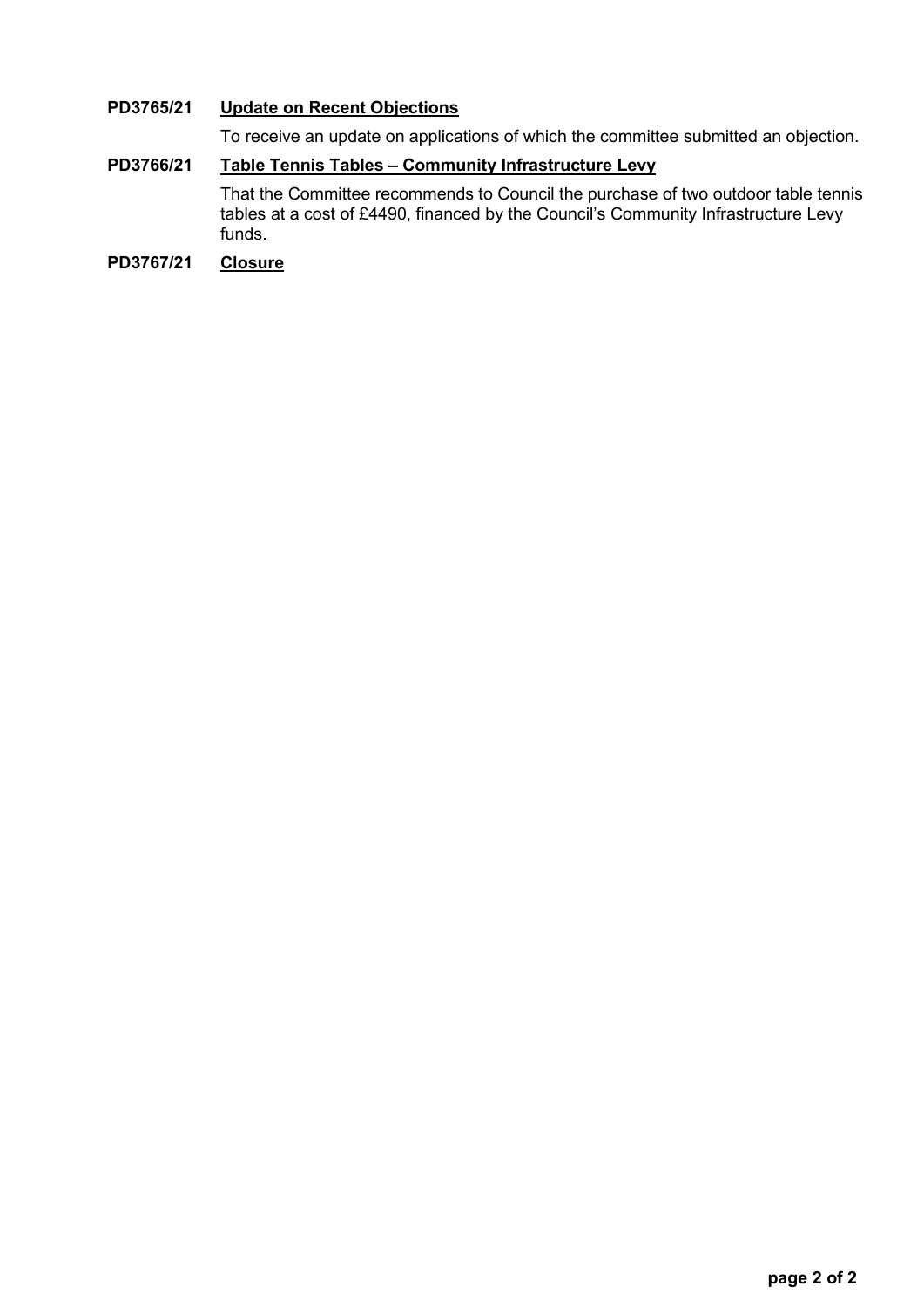**PD3765/21** **Update on Recent Objections**

To receive an update on applications of which the committee submitted an objection.

**PD3766/21** **Table Tennis Tables – Community Infrastructure Levy**

That the Committee recommends to Council the purchase of two outdoor table tennis tables at a cost of £4490, financed by the Council's Community Infrastructure Levy funds.

**PD3767/21** **Closure**